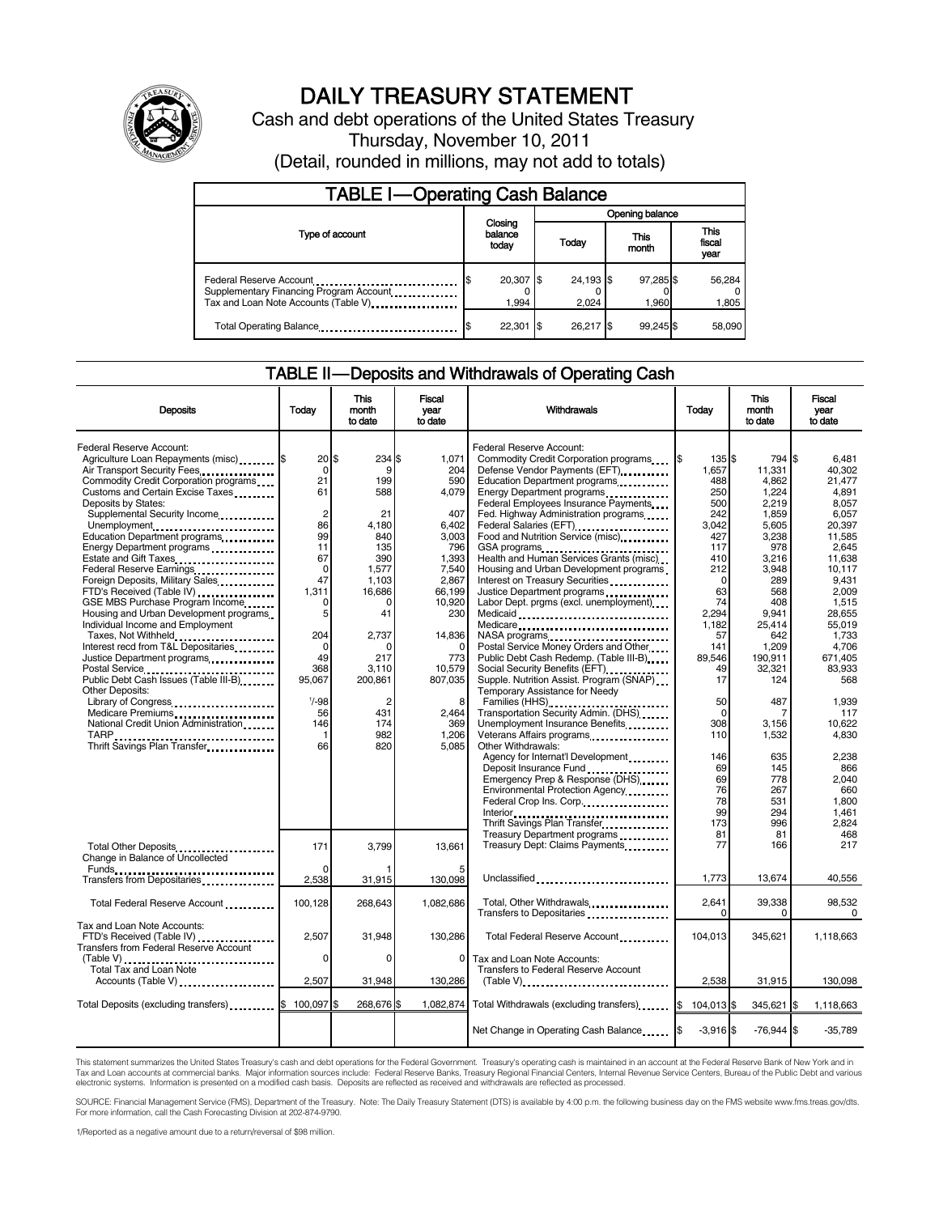# DAILY TREASURY STATEMENT

Cash and debt operations of the United States Treasury

Thursday, November 10, 2011

(Detail, rounded in millions, may not add to totals)

## TABLE I—Operating Cash Balance

| Type of account | Closing balance today | Opening balance Today | Opening balance This month | Opening balance This fiscal year |
|---|---|---|---|---|
| Federal Reserve Account | $ 20,307 | $ 24,193 | $ 97,285 | $ 56,284 |
| Supplementary Financing Program Account | 0 | 0 | 0 | 0 |
| Tax and Loan Note Accounts (Table V) | 1,994 | 2,024 | 1,960 | 1,805 |
| Total Operating Balance | $ 22,301 | $ 26,217 | $ 99,245 | $ 58,090 |

## TABLE II—Deposits and Withdrawals of Operating Cash

| Deposits | Today | This month to date | Fiscal year to date |
|---|---|---|---|
| Federal Reserve Account: | | | |
| Agriculture Loan Repayments (misc) | $ 20 | $ 234 | $ 1,071 |
| Air Transport Security Fees | 0 | 9 | 204 |
| Commodity Credit Corporation programs | 21 | 199 | 590 |
| Customs and Certain Excise Taxes | 61 | 588 | 4,079 |
| Deposits by States: | | | |
| Supplemental Security Income | 2 | 21 | 407 |
| Unemployment | 86 | 4,180 | 6,402 |
| Education Department programs | 99 | 840 | 3,003 |
| Energy Department programs | 11 | 135 | 796 |
| Estate and Gift Taxes | 67 | 390 | 1,393 |
| Federal Reserve Earnings | 0 | 1,577 | 7,540 |
| Foreign Deposits, Military Sales | 47 | 1,103 | 2,867 |
| FTD's Received (Table IV) | 1,311 | 16,686 | 66,199 |
| GSE MBS Purchase Program Income | 0 | 0 | 10,920 |
| Housing and Urban Development programs | 5 | 41 | 230 |
| Individual Income and Employment Taxes, Not Withheld | 204 | 2,737 | 14,836 |
| Interest recd from T&L Depositaries | 0 | 0 | 0 |
| Justice Department programs | 49 | 217 | 773 |
| Postal Service | 368 | 3,110 | 10,579 |
| Public Debt Cash Issues (Table III-B) | 95,067 | 200,861 | 807,035 |
| Other Deposits: | | | |
| Library of Congress | 1/-98 | 2 | 8 |
| Medicare Premiums | 56 | 431 | 2,464 |
| National Credit Union Administration | 146 | 174 | 369 |
| TARP | 1 | 982 | 1,206 |
| Thrift Savings Plan Transfer | 66 | 820 | 5,085 |
| Total Other Deposits | 171 | 3,799 | 13,661 |
| Change in Balance of Uncollected Funds | 0 | 1 | 5 |
| Transfers from Depositaries | 2,538 | 31,915 | 130,098 |
| Total Federal Reserve Account | 100,128 | 268,643 | 1,082,686 |
| Tax and Loan Note Accounts: | | | |
| FTD's Received (Table IV) | 2,507 | 31,948 | 130,286 |
| Transfers from Federal Reserve Account (Table V) | 0 | 0 | 0 |
| Total Tax and Loan Note Accounts (Table V) | 2,507 | 31,948 | 130,286 |
| Total Deposits (excluding transfers) | $ 100,097 | $ 268,676 | $ 1,082,874 |

| Withdrawals | Today | This month to date | Fiscal year to date |
|---|---|---|---|
| Federal Reserve Account: | | | |
| Commodity Credit Corporation programs | $ 135 | $ 794 | $ 6,481 |
| Defense Vendor Payments (EFT) | 1,657 | 11,331 | 40,302 |
| Education Department programs | 488 | 4,862 | 21,477 |
| Energy Department programs | 250 | 1,224 | 4,891 |
| Federal Employees Insurance Payments | 500 | 2,219 | 8,057 |
| Fed. Highway Administration programs | 242 | 1,859 | 6,057 |
| Federal Salaries (EFT) | 3,042 | 5,605 | 20,397 |
| Food and Nutrition Service (misc) | 427 | 3,238 | 11,585 |
| GSA programs | 117 | 978 | 2,645 |
| Health and Human Services Grants (misc) | 410 | 3,216 | 11,638 |
| Housing and Urban Development programs | 212 | 3,948 | 10,117 |
| Interest on Treasury Securities | 0 | 289 | 9,431 |
| Justice Department programs | 63 | 568 | 2,009 |
| Labor Dept. prgms (excl. unemployment) | 74 | 408 | 1,515 |
| Medicaid | 2,294 | 9,941 | 28,655 |
| Medicare | 1,182 | 25,414 | 55,019 |
| NASA programs | 57 | 642 | 1,733 |
| Postal Service Money Orders and Other | 141 | 1,209 | 4,706 |
| Public Debt Cash Redemp. (Table III-B) | 89,546 | 190,911 | 671,405 |
| Social Security Benefits (EFT) | 49 | 32,321 | 83,933 |
| Supple. Nutrition Assist. Program (SNAP) | 17 | 124 | 568 |
| Temporary Assistance for Needy Families (HHS) | 50 | 487 | 1,939 |
| Transportation Security Admin. (DHS) | 0 | 7 | 117 |
| Unemployment Insurance Benefits | 308 | 3,156 | 10,622 |
| Veterans Affairs programs | 110 | 1,532 | 4,830 |
| Other Withdrawals: | | | |
| Agency for Internat'l Development | 146 | 635 | 2,238 |
| Deposit Insurance Fund | 69 | 145 | 866 |
| Emergency Prep & Response (DHS) | 69 | 778 | 2,040 |
| Environmental Protection Agency | 76 | 267 | 660 |
| Federal Crop Ins. Corp. | 78 | 531 | 1,800 |
| Interior | 99 | 294 | 1,461 |
| Thrift Savings Plan Transfer | 173 | 996 | 2,824 |
| Treasury Department programs | 81 | 81 | 468 |
| Treasury Dept: Claims Payments | 77 | 166 | 217 |
| Unclassified | 1,773 | 13,674 | 40,556 |
| Total, Other Withdrawals | 2,641 | 39,338 | 98,532 |
| Transfers to Depositaries | 0 | 0 | 0 |
| Total Federal Reserve Account | 104,013 | 345,621 | 1,118,663 |
| Tax and Loan Note Accounts: | | | |
| Transfers to Federal Reserve Account (Table V) | 2,538 | 31,915 | 130,098 |
| Total Withdrawals (excluding transfers) | $ 104,013 | $ 345,621 | $ 1,118,663 |
| Net Change in Operating Cash Balance | $ -3,916 | $ -76,944 | $ -35,789 |

This statement summarizes the United States Treasury's cash and debt operations for the Federal Government. Treasury's operating cash is maintained in an account at the Federal Reserve Bank of New York and in Tax and Loan accounts at commercial banks. Major information sources include: Federal Reserve Banks, Treasury Regional Financial Centers, Internal Revenue Service Centers, Bureau of the Public Debt and various electronic systems. Information is presented on a modified cash basis. Deposits are reflected as received and withdrawals are reflected as processed.

SOURCE: Financial Management Service (FMS), Department of the Treasury. Note: The Daily Treasury Statement (DTS) is available by 4:00 p.m. the following business day on the FMS website www.fms.treas.gov/dts. For more information, call the Cash Forecasting Division at 202-874-9790.

1/Reported as a negative amount due to a return/reversal of $98 million.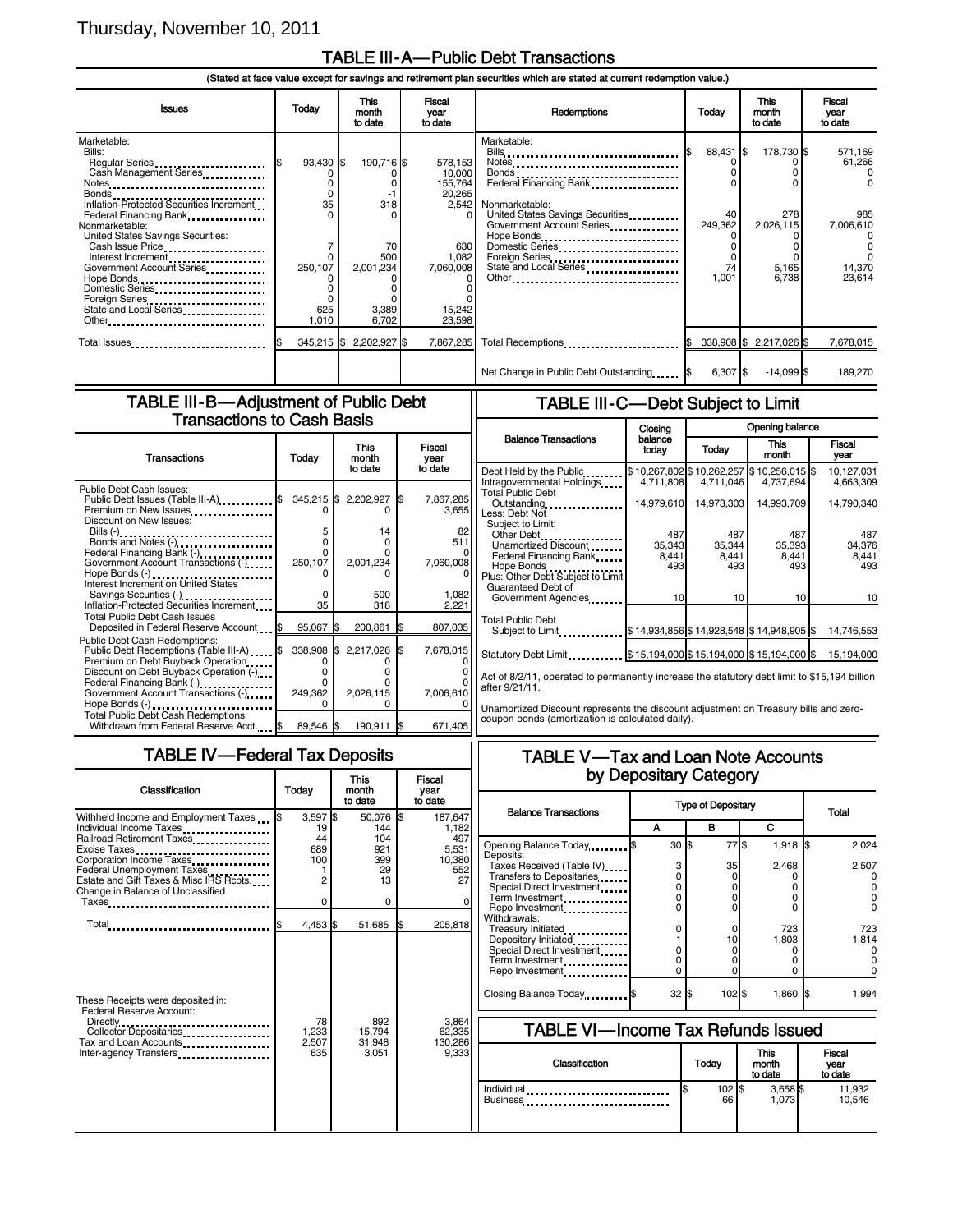Thursday, November 10, 2011

## TABLE III-A—Public Debt Transactions

(Stated at face value except for savings and retirement plan securities which are stated at current redemption value.)

| Issues | Today | This month to date | Fiscal year to date |
|---|---|---|---|
| Marketable: | | | |
| Bills: | | | |
| Regular Series | $ 93,430 | $ 190,716 | $ 578,153 |
| Cash Management Series | 0 | 0 | 10,000 |
| Notes | 0 | 0 | 155,764 |
| Bonds | 0 | -1 | 20,265 |
| Inflation-Protected Securities Increment | 35 | 318 | 2,542 |
| Federal Financing Bank | 0 | 0 | 0 |
| Nonmarketable: | | | |
| United States Savings Securities: | | | |
| Cash Issue Price | 7 | 70 | 630 |
| Interest Increment | 0 | 500 | 1,082 |
| Government Account Series | 250,107 | 2,001,234 | 7,060,008 |
| Hope Bonds | 0 | 0 | 0 |
| Domestic Series | 0 | 0 | 0 |
| Foreign Series | 0 | 0 | 0 |
| State and Local Series | 625 | 3,389 | 15,242 |
| Other | 1,010 | 6,702 | 23,598 |
| Total Issues | $ 345,215 | $ 2,202,927 | $ 7,867,285 |

| Redemptions | Today | This month to date | Fiscal year to date |
|---|---|---|---|
| Marketable: | | | |
| Bills | $ 88,431 | $ 178,730 | $ 571,169 |
| Notes | 0 | 0 | 61,266 |
| Bonds | 0 | 0 | 0 |
| Federal Financing Bank | 0 | 0 | 0 |
| Nonmarketable: | | | |
| United States Savings Securities | 40 | 278 | 985 |
| Government Account Series | 249,362 | 2,026,115 | 7,006,610 |
| Hope Bonds | 0 | 0 | 0 |
| Domestic Series | 0 | 0 | 0 |
| Foreign Series | 0 | 0 | 0 |
| State and Local Series | 74 | 5,165 | 14,370 |
| Other | 1,001 | 6,738 | 23,614 |
| Total Redemptions | $ 338,908 | $ 2,217,026 | $ 7,678,015 |
| Net Change in Public Debt Outstanding | $ 6,307 | $ -14,099 | $ 189,270 |

## TABLE III-B—Adjustment of Public Debt Transactions to Cash Basis

| Transactions | Today | This month to date | Fiscal year to date |
|---|---|---|---|
| Public Debt Cash Issues: | | | |
| Public Debt Issues (Table III-A) | $ 345,215 | $ 2,202,927 | $ 7,867,285 |
| Premium on New Issues | 0 | 0 | 3,655 |
| Discount on New Issues: | | | |
| Bills (-) | 5 | 14 | 82 |
| Bonds and Notes (-) | 0 | 0 | 511 |
| Federal Financing Bank (-) | 0 | 0 | 0 |
| Government Account Transactions (-) | 250,107 | 2,001,234 | 7,060,008 |
| Hope Bonds (-) | 0 | 0 | 0 |
| Interest Increment on United States Savings Securities (-) | 0 | 500 | 1,082 |
| Inflation-Protected Securities Increment | 35 | 318 | 2,221 |
| Total Public Debt Cash Issues Deposited in Federal Reserve Account | $ 95,067 | $ 200,861 | $ 807,035 |
| Public Debt Cash Redemptions: | | | |
| Public Debt Redemptions (Table III-A) | $ 338,908 | $ 2,217,026 | $ 7,678,015 |
| Premium on Debt Buyback Operation | 0 | 0 | 0 |
| Discount on Debt Buyback Operation (-) | 0 | 0 | 0 |
| Federal Financing Bank (-) | 0 | 0 | 0 |
| Government Account Transactions (-) | 249,362 | 2,026,115 | 7,006,610 |
| Hope Bonds (-) | 0 | 0 | 0 |
| Total Public Debt Cash Redemptions Withdrawn from Federal Reserve Acct. | $ 89,546 | $ 190,911 | $ 671,405 |

## TABLE III-C—Debt Subject to Limit

| Balance Transactions | Closing balance today | Opening balance Today | Opening balance This month | Opening balance Fiscal year |
|---|---|---|---|---|
| Debt Held by the Public | $ 10,267,802 | $ 10,262,257 | $ 10,256,015 | $ 10,127,031 |
| Intragovernmental Holdings | 4,711,808 | 4,711,046 | 4,737,694 | 4,663,309 |
| Total Public Debt Outstanding | 14,979,610 | 14,973,303 | 14,993,709 | 14,790,340 |
| Less: Debt Not Subject to Limit: | | | | |
| Other Debt | 487 | 487 | 487 | 487 |
| Unamortized Discount | 35,343 | 35,344 | 35,393 | 34,376 |
| Federal Financing Bank | 8,441 | 8,441 | 8,441 | 8,441 |
| Hope Bonds | 493 | 493 | 493 | 493 |
| Plus: Other Debt Subject to Limit | | | | |
| Guaranteed Debt of Government Agencies | 10 | 10 | 10 | 10 |
| Total Public Debt Subject to Limit | $ 14,934,856 | $ 14,928,548 | $ 14,948,905 | $ 14,746,553 |
| Statutory Debt Limit | $ 15,194,000 | $ 15,194,000 | $ 15,194,000 | $ 15,194,000 |

Act of 8/2/11, operated to permanently increase the statutory debt limit to $15,194 billion after 9/21/11.

Unamortized Discount represents the discount adjustment on Treasury bills and zero-coupon bonds (amortization is calculated daily).

## TABLE IV—Federal Tax Deposits

| Classification | Today | This month to date | Fiscal year to date |
|---|---|---|---|
| Withheld Income and Employment Taxes | $ 3,597 | $ 50,076 | $ 187,647 |
| Individual Income Taxes | 19 | 144 | 1,182 |
| Railroad Retirement Taxes | 44 | 104 | 497 |
| Excise Taxes | 689 | 921 | 5,531 |
| Corporation Income Taxes | 100 | 399 | 10,380 |
| Federal Unemployment Taxes | 1 | 29 | 552 |
| Estate and Gift Taxes & Misc IRS Rcpts. | 2 | 13 | 27 |
| Change in Balance of Unclassified Taxes | 0 | 0 | 0 |
| Total | $ 4,453 | $ 51,685 | $ 205,818 |
| These Receipts were deposited in: | | | |
| Federal Reserve Account: | | | |
| Directly | 78 | 892 | 3,864 |
| Collector Depositaries | 1,233 | 15,794 | 62,335 |
| Tax and Loan Accounts | 2,507 | 31,948 | 130,286 |
| Inter-agency Transfers | 635 | 3,051 | 9,333 |

## TABLE V—Tax and Loan Note Accounts by Depositary Category

| Balance Transactions | Type of Depositary A | Type of Depositary B | Type of Depositary C | Total |
|---|---|---|---|---|
| Opening Balance Today | $ 30 | $ 77 | $ 1,918 | $ 2,024 |
| Deposits: | | | | |
| Taxes Received (Table IV) | 3 | 35 | 2,468 | 2,507 |
| Transfers to Depositaries | 0 | 0 | 0 | 0 |
| Special Direct Investment | 0 | 0 | 0 | 0 |
| Term Investment | 0 | 0 | 0 | 0 |
| Repo Investment | 0 | 0 | 0 | 0 |
| Withdrawals: | | | | |
| Treasury Initiated | 0 | 0 | 723 | 723 |
| Depositary Initiated | 1 | 10 | 1,803 | 1,814 |
| Special Direct Investment | 0 | 0 | 0 | 0 |
| Term Investment | 0 | 0 | 0 | 0 |
| Repo Investment | 0 | 0 | 0 | 0 |
| Closing Balance Today | $ 32 | $ 102 | $ 1,860 | $ 1,994 |

## TABLE VI—Income Tax Refunds Issued

| Classification | Today | This month to date | Fiscal year to date |
|---|---|---|---|
| Individual | $ 102 | $ 3,658 | $ 11,932 |
| Business | 66 | 1,073 | 10,546 |